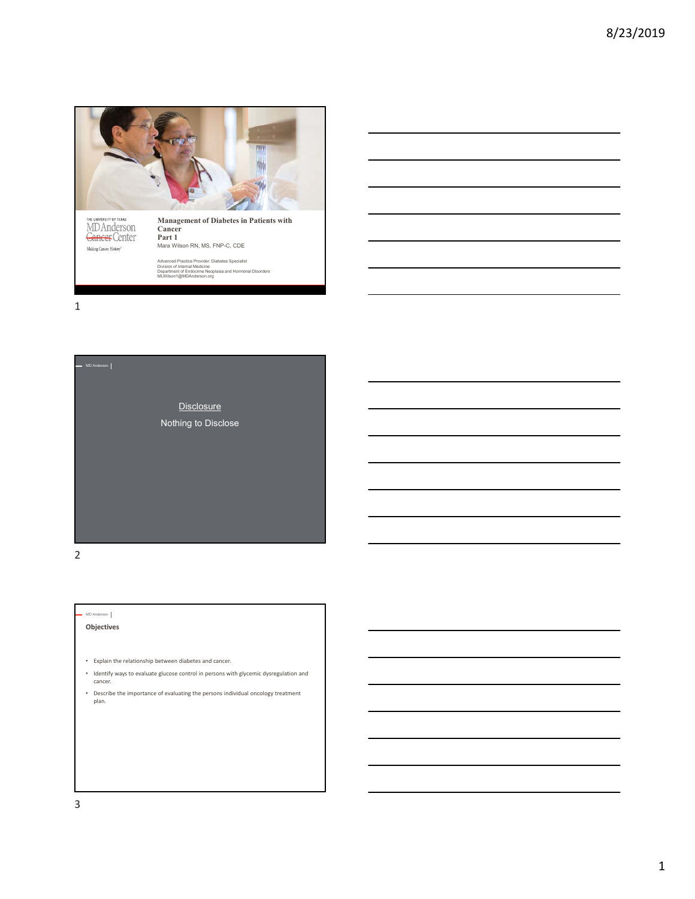# Management of Diabetes in Patients with Cancer
**Part 1**

Mara Wilson RN, MS, FNP-C, CDE

Advanced Practice Provider: Diabetes Specialist
Division of Internal Medicine
Department of Endocrine Neoplasia and Hormonal Disorders
MLWilson1@MDAnderson.org

---

## Disclosure

Nothing to Disclose

---

## Objectives

- Explain the relationship between diabetes and cancer.
- Identify ways to evaluate glucose control in persons with glycemic dysregulation and cancer.
- Describe the importance of evaluating the persons individual oncology treatment plan.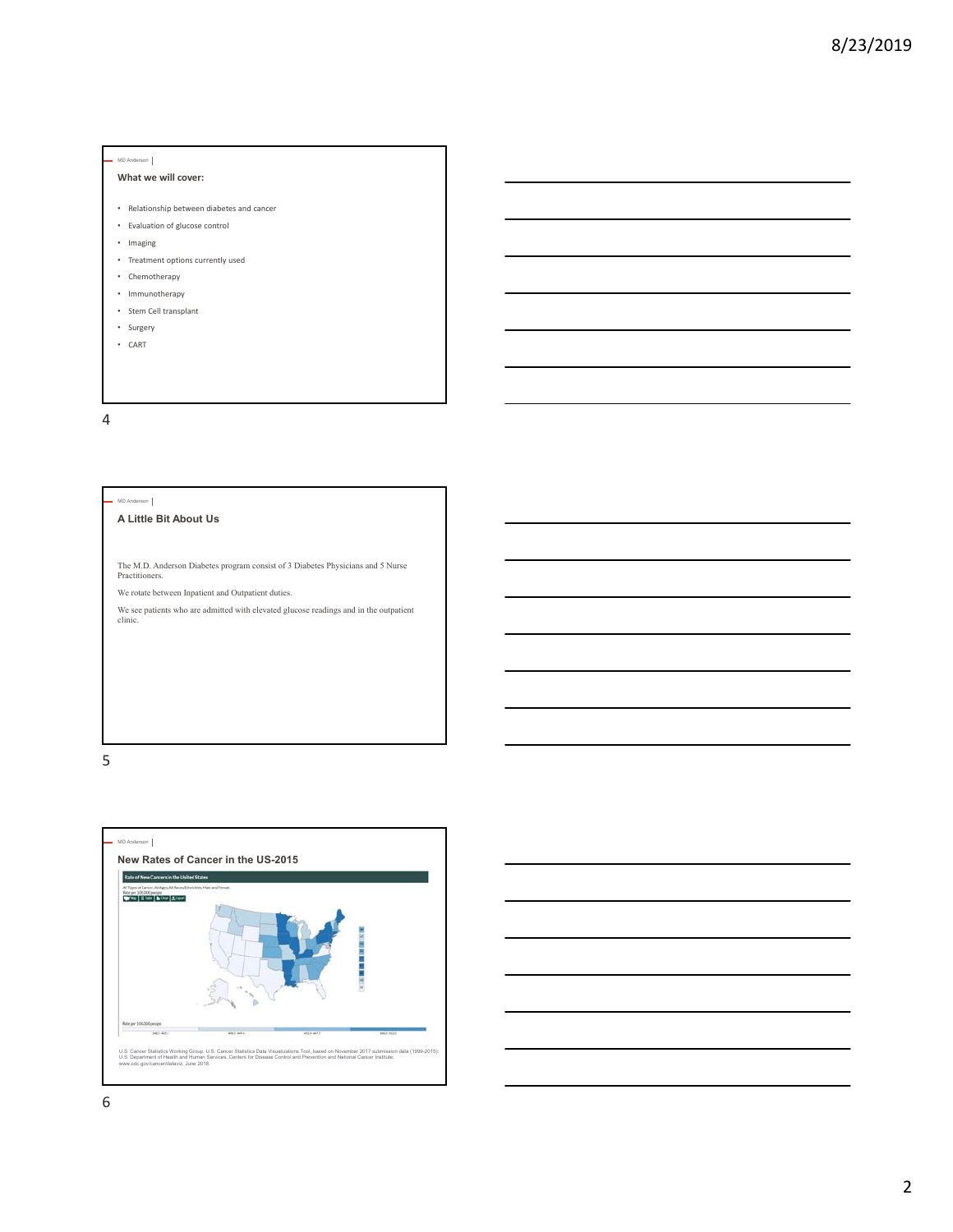## What we will cover:

- Relationship between diabetes and cancer
- Evaluation of glucose control
- Imaging
- Treatment options currently used
- Chemotherapy
- Immunotherapy
- Stem Cell transplant
- Surgery
- CART

## A Little Bit About Us

The M.D. Anderson Diabetes program consist of 3 Diabetes Physicians and 5 Nurse Practitioners.

We rotate between Inpatient and Outpatient duties.

We see patients who are admitted with elevated glucose readings and in the outpatient clinic.

## New Rates of Cancer in the US-2015

U.S. Cancer Statistics Working Group. U.S. Cancer Statistics Data Visualizations Tool, based on November 2017 submission data (1999-2015): U.S. Department of Health and Human Services, Centers for Disease Control and Prevention and National Cancer Institute; www.cdc.gov/cancer/dataviz, June 2018.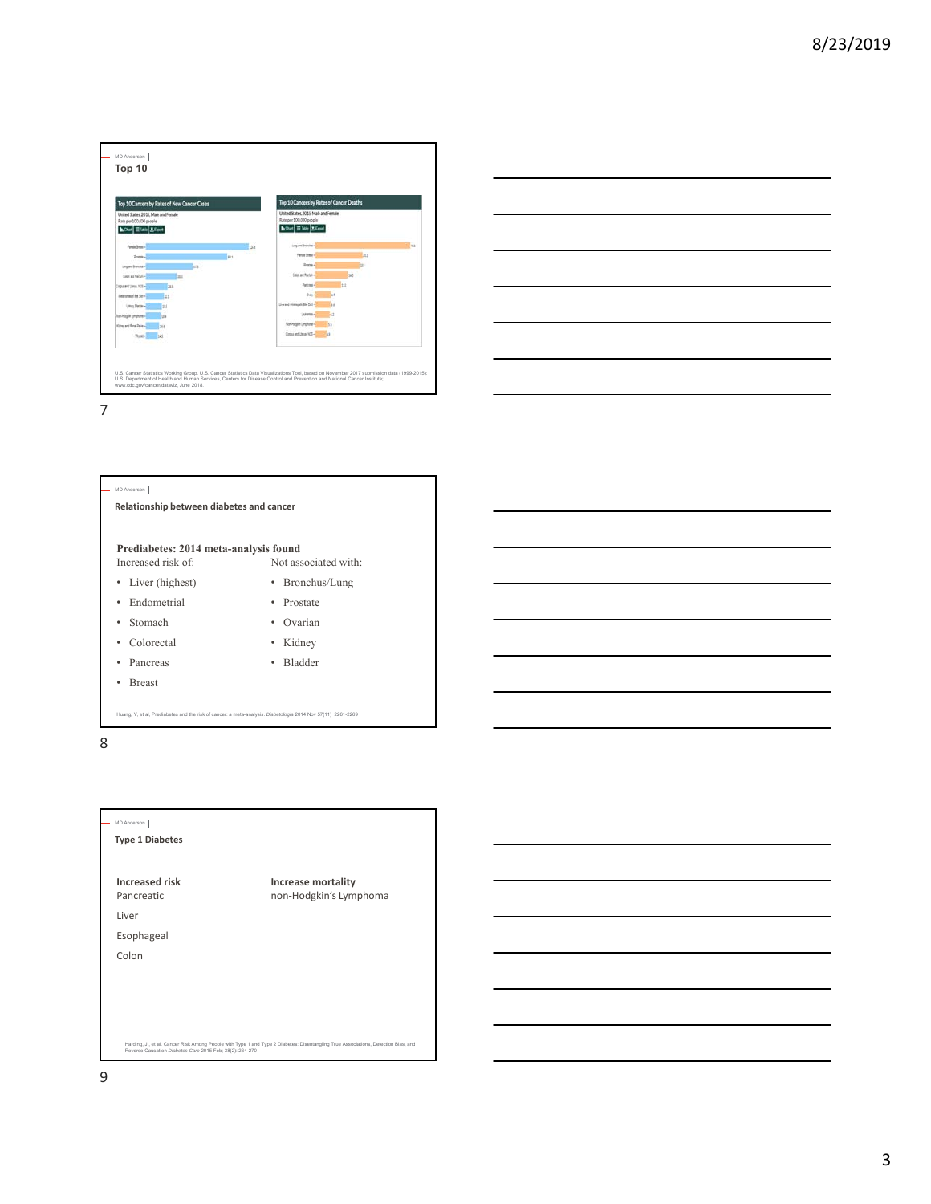## Top 10

**Top 10 Cancers by Rates of New Cancer Cases**
United States 2015, Male and Female
Rate per 100,000 people

- Female Breast
- Prostate
- Lung and Bronchus
- Colon and Rectum
- Corpus and Uterus, NOS
- Melanomas of the Skin
- Urinary Bladder
- Non-Hodgkin Lymphoma
- Kidney and Renal Pelvis
- Thyroid

**Top 10 Cancers by Rates of Cancer Deaths**
United States 2015, Male and Female
Rate per 100,000 people

- Lung and Bronchus
- Female Breast
- Prostate
- Colon and Rectum
- Pancreas
- Ovary
- Liver and Intrahepatic Bile Duct
- Leukemias
- Non-Hodgkin Lymphoma
- Corpus and Uterus, NOS

U.S. Cancer Statistics Working Group. U.S. Cancer Statistics Data Visualizations Tool, based on November 2017 submission data (1999-2015): U.S. Department of Health and Human Services, Centers for Disease Control and Prevention and National Cancer Institute; www.cdc.gov/cancer/dataviz, June 2018.

## Relationship between diabetes and cancer

**Prediabetes: 2014 meta-analysis found**

Increased risk of:
- Liver (highest)
- Endometrial
- Stomach
- Colorectal
- Pancreas
- Breast

Not associated with:
- Bronchus/Lung
- Prostate
- Ovarian
- Kidney
- Bladder

Huang, Y, et al, Prediabetes and the risk of cancer: a meta-analysis. Diabetologia 2014 Nov 57(11) 2261-2269

## Type 1 Diabetes

**Increased risk**
- Pancreatic
- Liver
- Esophageal
- Colon

**Increase mortality**
- non-Hodgkin's Lymphoma

Harding, J., et al. Cancer Risk Among People with Type 1 and Type 2 Diabetes: Disentangling True Associations, Detection Bias, and Reverse Causation Diabetes Care 2015 Feb; 38(2): 264-270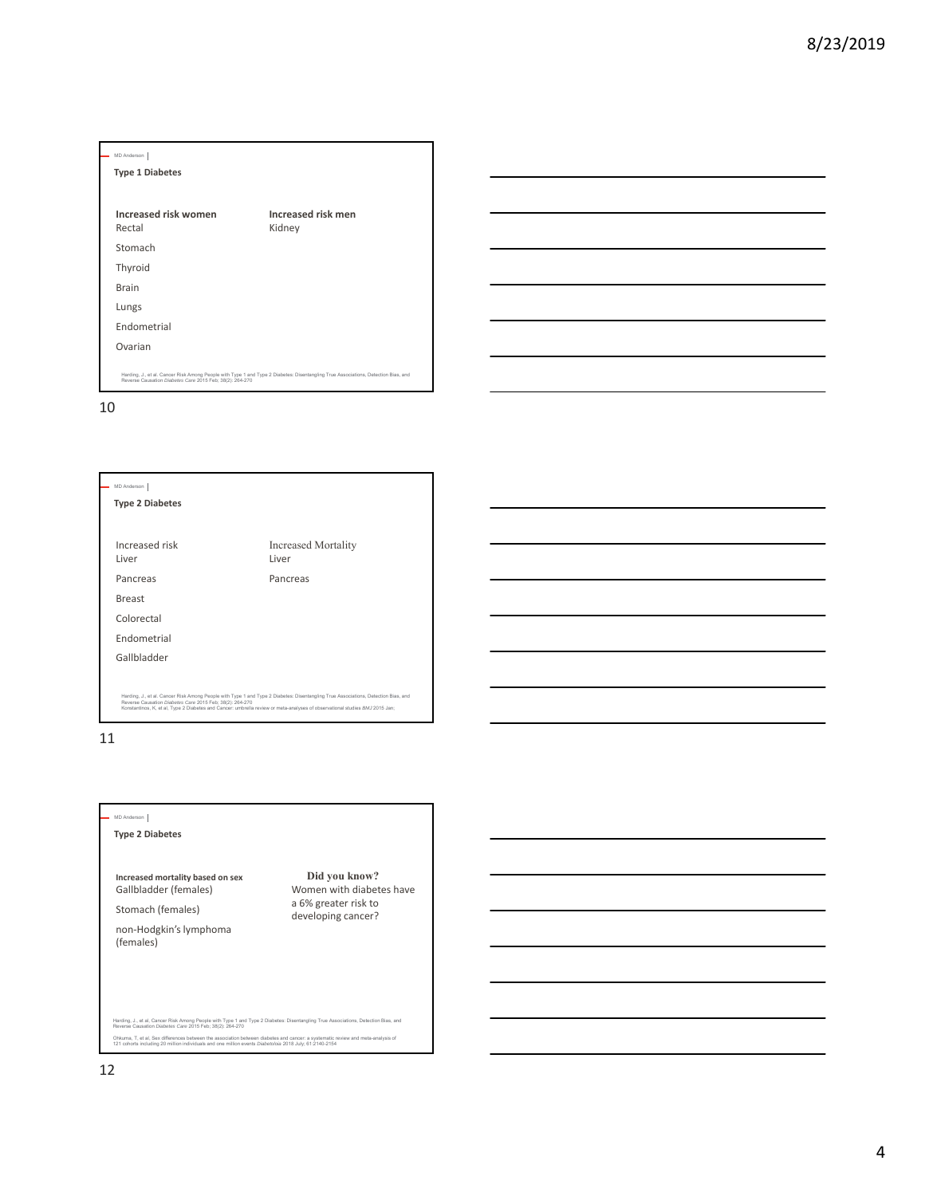## Type 1 Diabetes

| Increased risk women | Increased risk men |
|---|---|
| Rectal | Kidney |
| Stomach | |
| Thyroid | |
| Brain | |
| Lungs | |
| Endometrial | |
| Ovarian | |

Harding, J., et al. Cancer Risk Among People with Type 1 and Type 2 Diabetes: Disentangling True Associations, Detection Bias, and Reverse Causation *Diabetes Care* 2015 Feb; 38(2): 264-270

## Type 2 Diabetes

| Increased risk | Increased Mortality |
|---|---|
| Liver | Liver |
| Pancreas | Pancreas |
| Breast | |
| Colorectal | |
| Endometrial | |
| Gallbladder | |

Harding, J., et al. Cancer Risk Among People with Type 1 and Type 2 Diabetes: Disentangling True Associations, Detection Bias, and Reverse Causation *Diabetes Care* 2015 Feb; 38(2): 264-270

Konstantinos, K, et al. Type 2 Diabetes and Cancer: umbrella review or meta-analyses of observational studies *BMJ* 2015 Jan;

## Type 2 Diabetes

**Increased mortality based on sex**

- Gallbladder (females)
- Stomach (females)
- non-Hodgkin's lymphoma (females)

**Did you know?**

Women with diabetes have a 6% greater risk to developing cancer?

Harding, J., et al. Cancer Risk Among People with Type 1 and Type 2 Diabetes: Disentangling True Associations, Detection Bias, and Reverse Causation *Diabetes Care* 2015 Feb; 38(2): 264-270

Ohkuma, T, et al. Sex differences between the association between diabetes and cancer: a systematic review and meta-analysis of 121 cohorts including 20 million individuals and one million events *Diabetologia* 2018 July; 61:2140-2154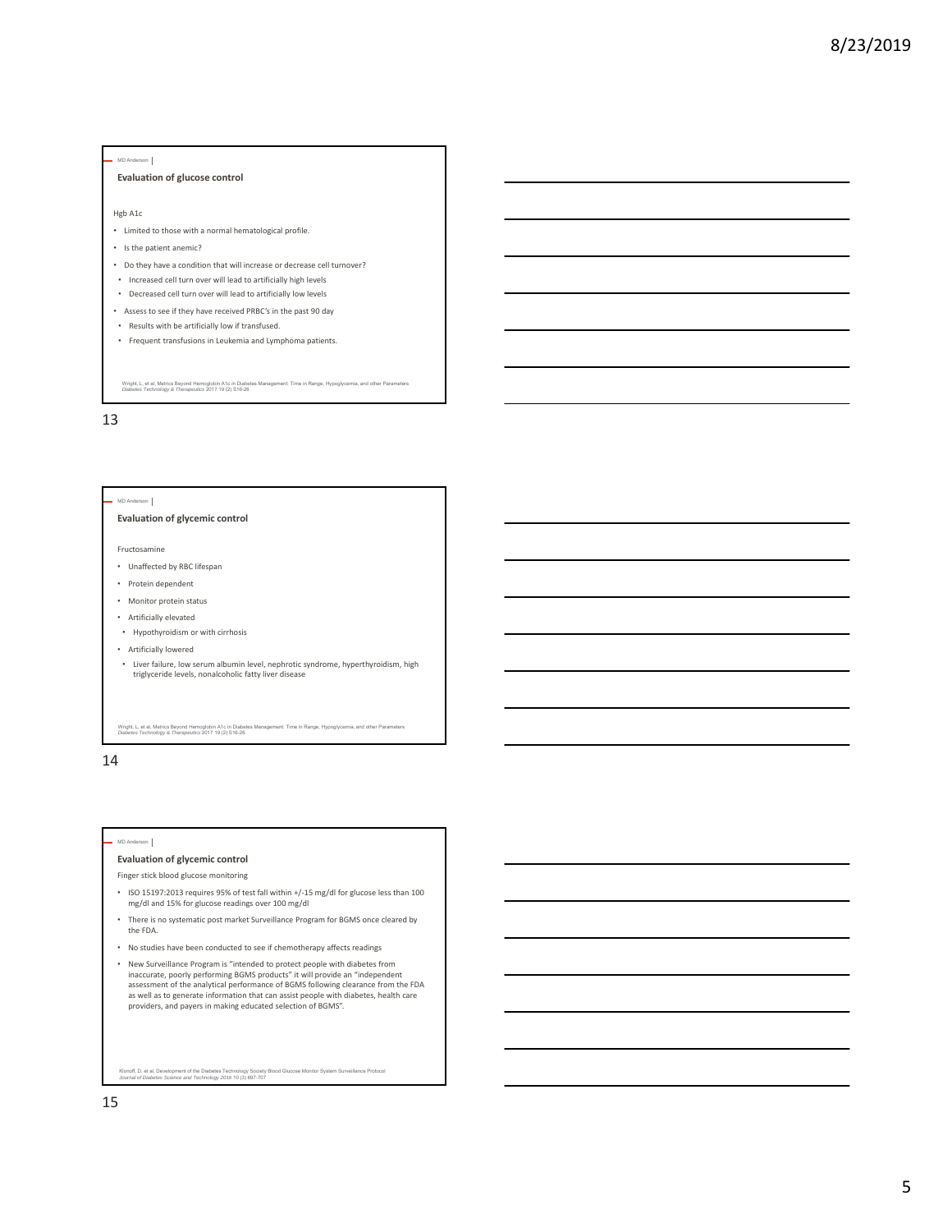## Evaluation of glucose control

Hgb A1c

- Limited to those with a normal hematological profile.
- Is the patient anemic?
- Do they have a condition that will increase or decrease cell turnover?
  - Increased cell turn over will lead to artificially high levels
  - Decreased cell turn over will lead to artificially low levels
- Assess to see if they have received PRBC's in the past 90 day
  - Results with be artificially low if transfused.
  - Frequent transfusions in Leukemia and Lymphoma patients.

Wright, L, et al, Metrics Beyond Hemoglobin A1c in Diabetes Management: Time in Range, Hypoglycemia, and other Parameters *Diabetes Technology & Therapeutics* 2017 19 (2) S16-26

## Evaluation of glycemic control

Fructosamine

- Unaffected by RBC lifespan
- Protein dependent
- Monitor protein status
- Artificially elevated
  - Hypothyroidism or with cirrhosis
- Artificially lowered
  - Liver failure, low serum albumin level, nephrotic syndrome, hyperthyroidism, high triglyceride levels, nonalcoholic fatty liver disease

Wright, L, et al, Metrics Beyond Hemoglobin A1c in Diabetes Management: Time in Range, Hypoglycemia, and other Parameters *Diabetes Technology & Therapeutics* 2017 19 (2) S16-26

## Evaluation of glycemic control

Finger stick blood glucose monitoring

- ISO 15197:2013 requires 95% of test fall within +/-15 mg/dl for glucose less than 100 mg/dl and 15% for glucose readings over 100 mg/dl
- There is no systematic post market Surveillance Program for BGMS once cleared by the FDA.
- No studies have been conducted to see if chemotherapy affects readings
- New Surveillance Program is "intended to protect people with diabetes from inaccurate, poorly performing BGMS products" it will provide an "independent assessment of the analytical performance of BGMS following clearance from the FDA as well as to generate information that can assist people with diabetes, health care providers, and payers in making educated selection of BGMS".

Klonoff, D, et al, Development of the Diabetes Technology Society Blood Glucose Monitor System Surveillance Protocol *Journal of Diabetes Science and Technology* 2016 10 (3) 697-707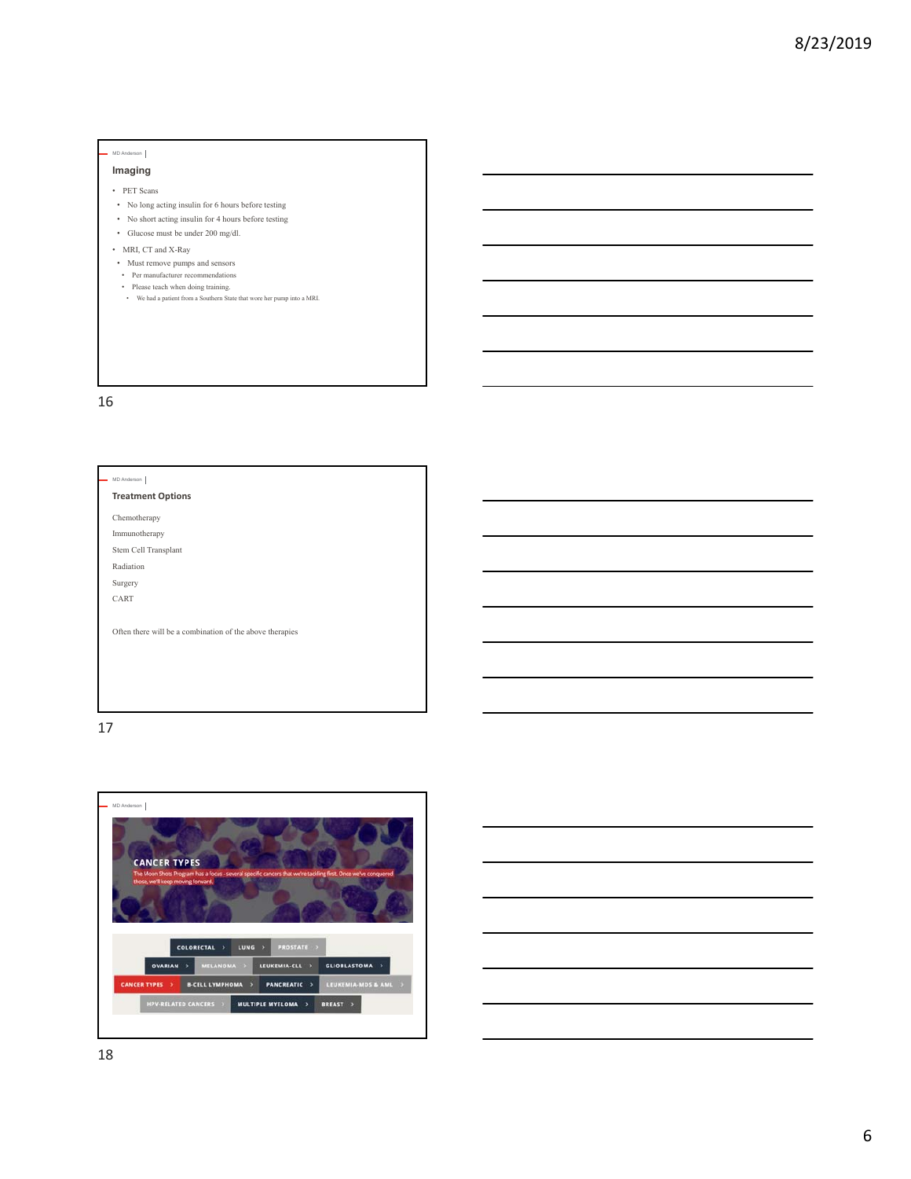MD Anderson |

## Imaging

- PET Scans
  - No long acting insulin for 6 hours before testing
  - No short acting insulin for 4 hours before testing
  - Glucose must be under 200 mg/dl.
- MRI, CT and X-Ray
  - Must remove pumps and sensors
    - Per manufacturer recommendations
    - Please teach when doing training.
      - We had a patient from a Southern State that wore her pump into a MRI.

MD Anderson |

## Treatment Options

Chemotherapy

Immunotherapy

Stem Cell Transplant

Radiation

Surgery

CART

Often there will be a combination of the above therapies

MD Anderson |

**CANCER TYPES**

The Moon Shots Program has a focus - several specific cancers that we're tackling first. Once we've conquered those, we'll keep moving forward.

COLORECTAL › LUNG › PROSTATE ›

OVARIAN › MELANOMA › LEUKEMIA-CLL › GLIOBLASTOMA ›

CANCER TYPES › B-CELL LYMPHOMA › PANCREATIC › LEUKEMIA-MDS & AML ›

HPV-RELATED CANCERS › MULTIPLE MYELOMA › BREAST ›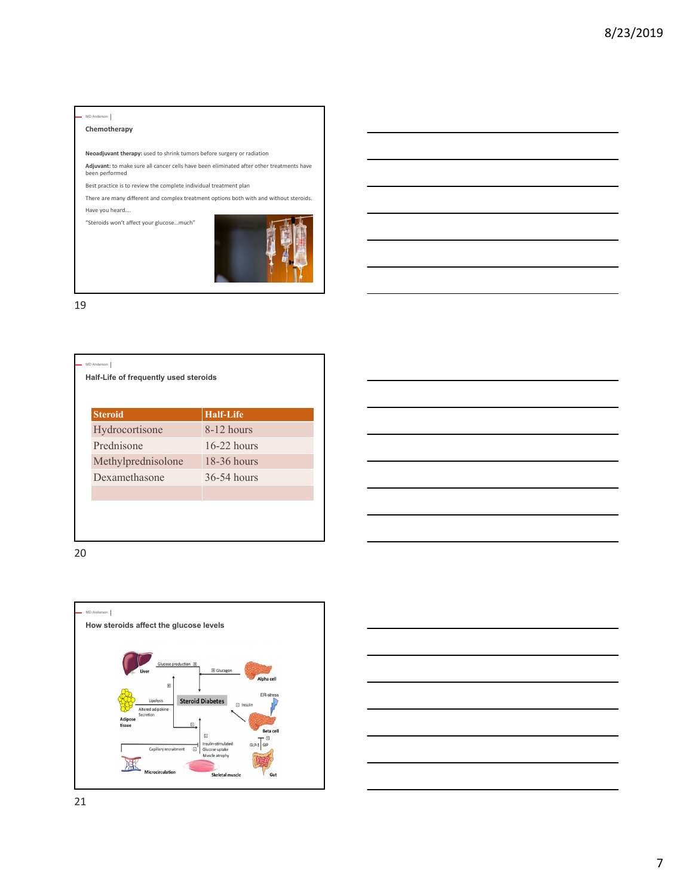## Chemotherapy

**Neoadjuvant therapy:** used to shrink tumors before surgery or radiation

**Adjuvant:** to make sure all cancer cells have been eliminated after other treatments have been performed

Best practice is to review the complete individual treatment plan

There are many different and complex treatment options both with and without steroids.

Have you heard….

"Steroids won't affect your glucose…much"

## Half-Life of frequently used steroids

| Steroid | Half-Life |
|---|---|
| Hydrocortisone | 8-12 hours |
| Prednisone | 16-22 hours |
| Methylprednisolone | 18-36 hours |
| Dexamethasone | 36-54 hours |
| | |

## How steroids affect the glucose levels

Liver — Glucose production ⊞ — ⊞ Glucagon — Alpha cell

Adipose tissue — Lipolysis — Altered adipokine Secretion — ⊞ — ⊟

Steroid Diabetes

ER-stress — ⊟ Insulin — Beta cell — ⊟ — GLP-1 | GIP — Gut

⊟ Insulin-stimulated Glucose uptake Muscle atrophy — Skeletal muscle

Capillary recruitment ⊟ — Microcirculation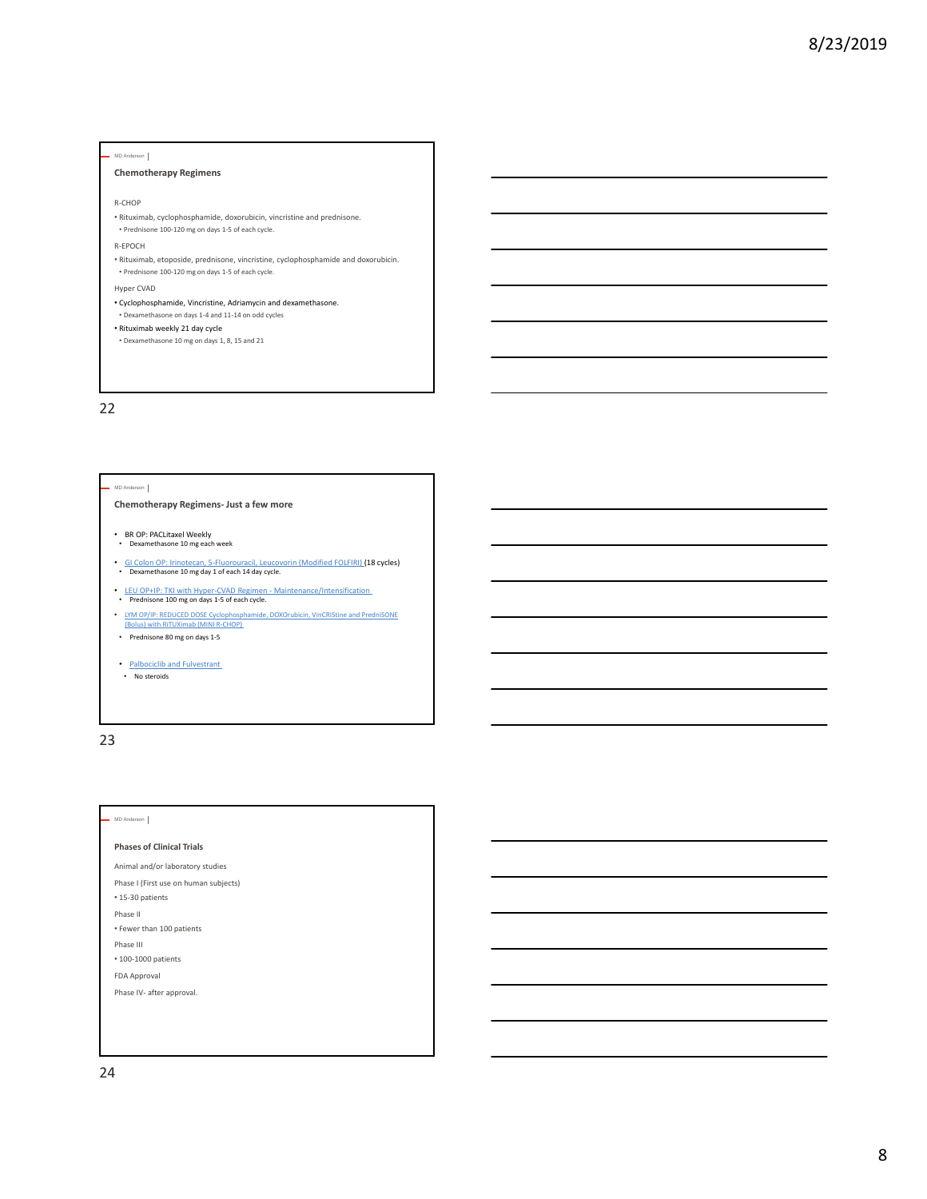## Chemotherapy Regimens

R-CHOP

- Rituximab, cyclophosphamide, doxorubicin, vincristine and prednisone.
  - Prednisone 100-120 mg on days 1-5 of each cycle.

R-EPOCH

- Rituximab, etoposide, prednisone, vincristine, cyclophosphamide and doxorubicin.
  - Prednisone 100-120 mg on days 1-5 of each cycle.

Hyper CVAD

- Cyclophosphamide, Vincristine, Adriamycin and dexamethasone.
  - Dexamethasone on days 1-4 and 11-14 on odd cycles
- Rituximab weekly 21 day cycle
  - Dexamethasone 10 mg on days 1, 8, 15 and 21

## Chemotherapy Regimens- Just a few more

- BR OP: PACLitaxel Weekly
  - Dexamethasone 10 mg each week
- GI Colon OP: Irinotecan, 5-Fluorouracil, Leucovorin (Modified FOLFIRI) (18 cycles)
  - Dexamethasone 10 mg day 1 of each 14 day cycle.
- LEU OP+IP: TKI with Hyper-CVAD Regimen - Maintenance/Intensification
  - Prednisone 100 mg on days 1-5 of each cycle.
- LYM OP/IP: REDUCED DOSE Cyclophosphamide, DOXOrubicin, VinCRIStine and PredniSONE (Bolus) with RiTUXimab (MINI R-CHOP)
  - Prednisone 80 mg on days 1-5
- Palbociclib and Fulvestrant
  - No steroids

## Phases of Clinical Trials

Animal and/or laboratory studies

Phase I (First use on human subjects)

- 15-30 patients

Phase II

- Fewer than 100 patients

Phase III

- 100-1000 patients

FDA Approval

Phase IV- after approval.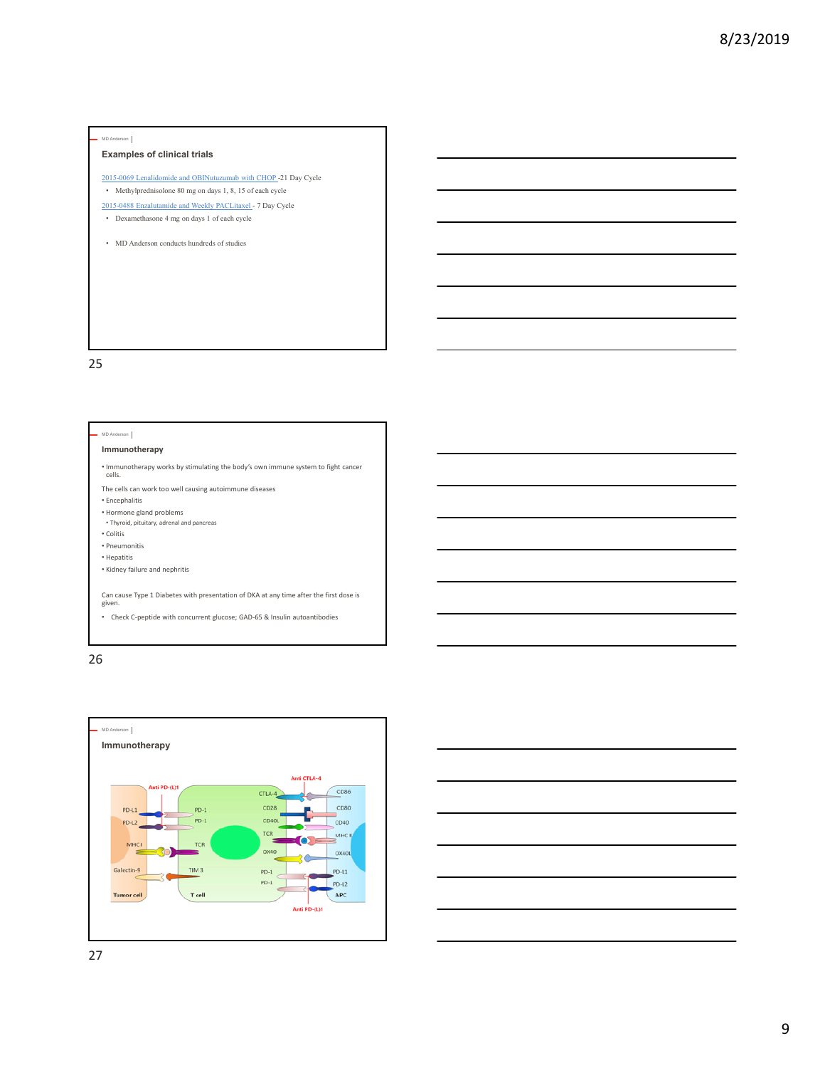## Examples of clinical trials

2015-0069 Lenalidomide and OBINutuzumab with CHOP -21 Day Cycle

- Methylprednisolone 80 mg on days 1, 8, 15 of each cycle

2015-0488 Enzalutamide and Weekly PACLitaxel - 7 Day Cycle

- Dexamethasone 4 mg on days 1 of each cycle

- MD Anderson conducts hundreds of studies

## Immunotherapy

- Immunotherapy works by stimulating the body's own immune system to fight cancer cells.

The cells can work too well causing autoimmune diseases

- Encephalitis
- Hormone gland problems
  - Thyroid, pituitary, adrenal and pancreas
- Colitis
- Pneumonitis
- Hepatitis
- Kidney failure and nephritis

Can cause Type 1 Diabetes with presentation of DKA at any time after the first dose is given.

- Check C-peptide with concurrent glucose; GAD-65 & Insulin autoantibodies

## Immunotherapy

Anti PD-(L)1

Anti CTLA-4

Tumor cell: PD-L1, PD-L2, MHC I, Galectin-9

T cell: PD-1, PD-1, TCR, TIM 3, CTLA-4, CD28, CD40L, TCR, OX40, PD-1, PD-1

APC: CD86, CD80, CD40, MHC II, OX40L, PD-L1, PD-L2

Anti PD-(L)1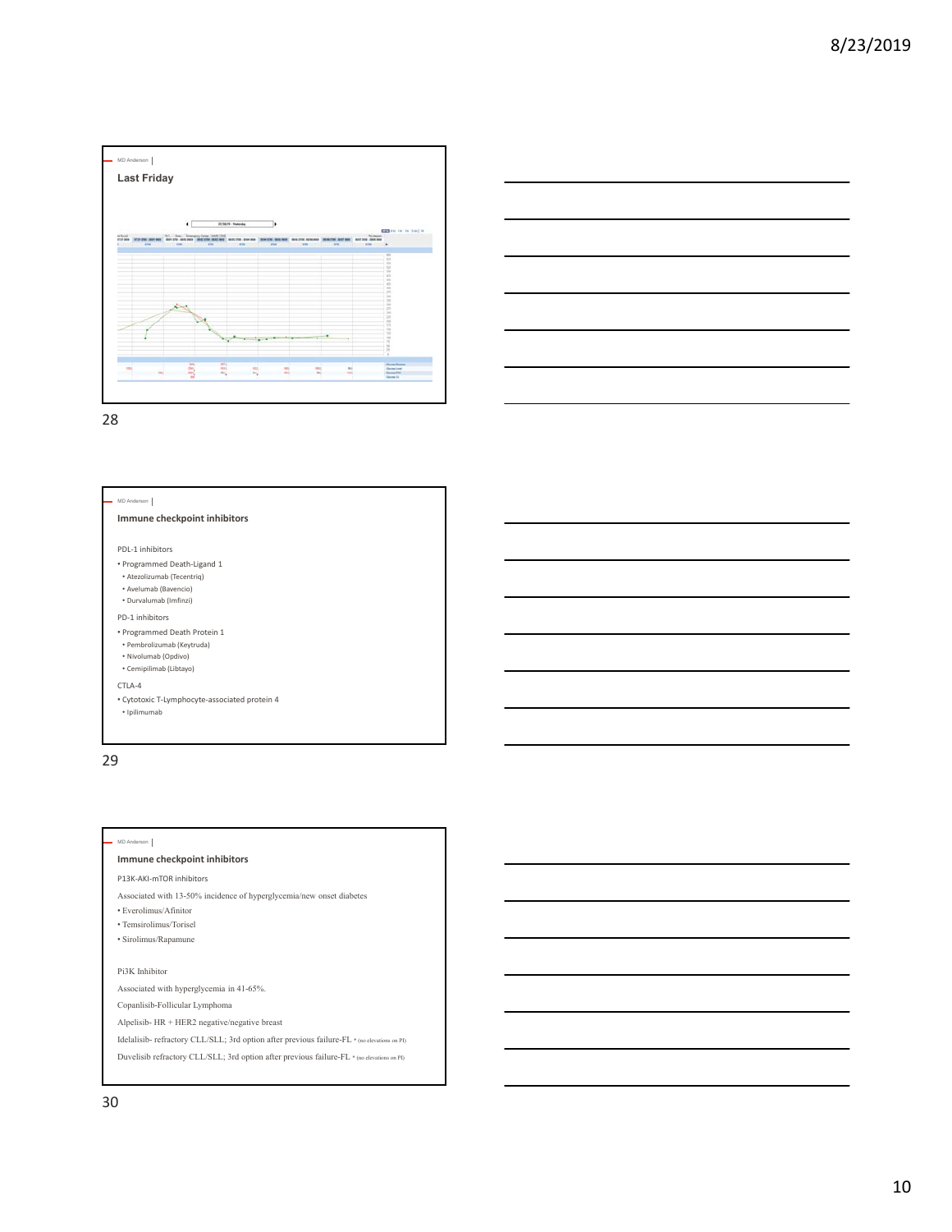## Last Friday

## Immune checkpoint inhibitors

PDL-1 inhibitors

- Programmed Death-Ligand 1
  - Atezolizumab (Tecentriq)
  - Avelumab (Bavencio)
  - Durvalumab (Imfinzi)

PD-1 inhibitors

- Programmed Death Protein 1
  - Pembrolizumab (Keytruda)
  - Nivolumab (Opdivo)
  - Cemipilimab (Libtayo)

CTLA-4

- Cytotoxic T-Lymphocyte-associated protein 4
  - Ipilimumab

## Immune checkpoint inhibitors

P13K-AKI-mTOR inhibitors

Associated with 13-50% incidence of hyperglycemia/new onset diabetes

- Everolimus/Afinitor
- Temsirolimus/Torisel
- Sirolimus/Rapamune

Pi3K Inhibitor

Associated with hyperglycemia in 41-65%.

Copanlisib-Follicular Lymphoma

Alpelisib- HR + HER2 negative/negative breast

Idelalisib- refractory CLL/SLL; 3rd option after previous failure-FL * (no elevations on PI)

Duvelisib refractory CLL/SLL; 3rd option after previous failure-FL * (no elevations on PI)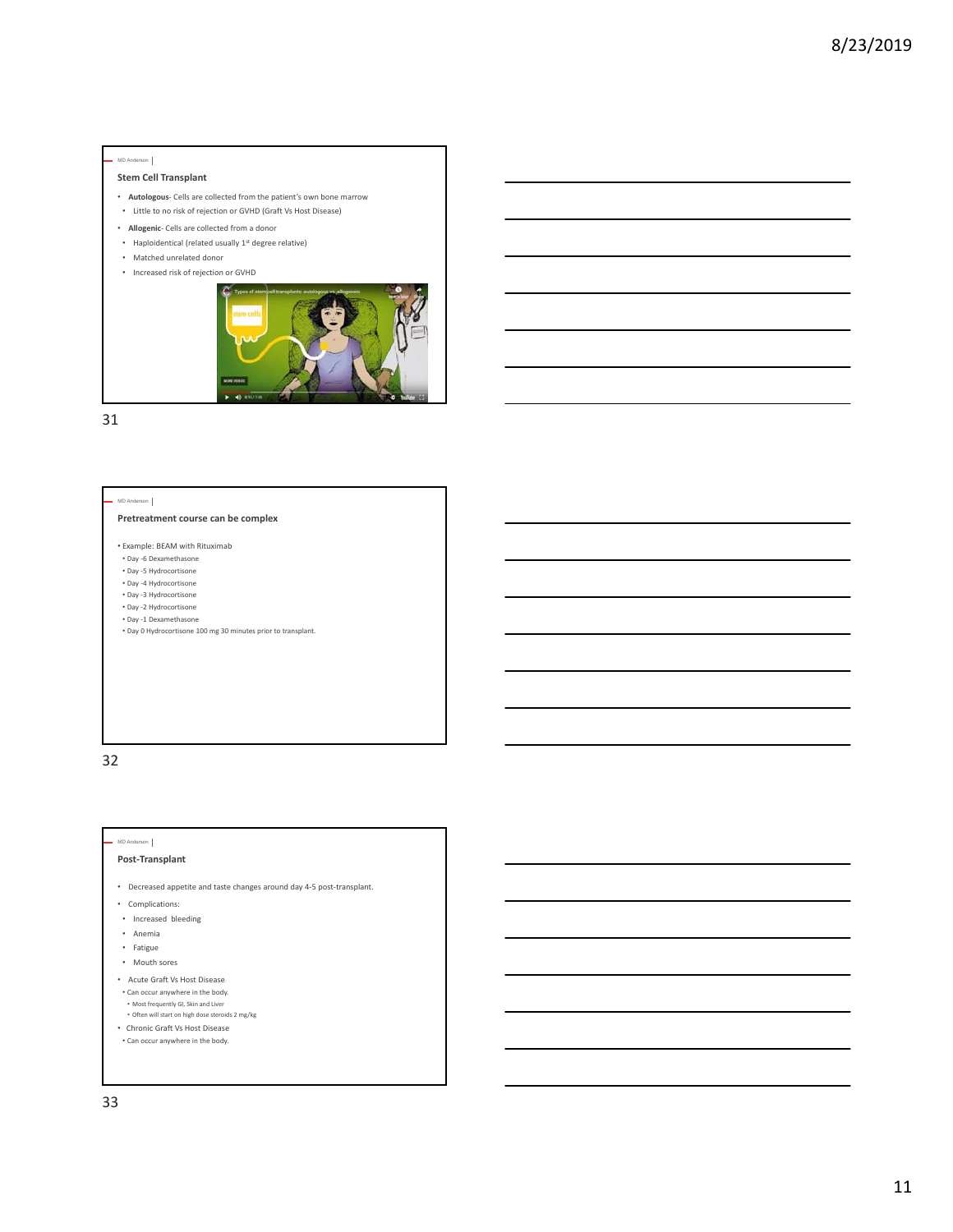## Stem Cell Transplant

- **Autologous**- Cells are collected from the patient's own bone marrow
  - Little to no risk of rejection or GVHD (Graft Vs Host Disease)
- **Allogenic**- Cells are collected from a donor
  - Haploidentical (related usually 1st degree relative)
  - Matched unrelated donor
  - Increased risk of rejection or GVHD

## Pretreatment course can be complex

- Example: BEAM with Rituximab
  - Day -6 Dexamethasone
  - Day -5 Hydrocortisone
  - Day -4 Hydrocortisone
  - Day -3 Hydrocortisone
  - Day -2 Hydrocortisone
  - Day -1 Dexamethasone
  - Day 0 Hydrocortisone 100 mg 30 minutes prior to transplant.

## Post-Transplant

- Decreased appetite and taste changes around day 4-5 post-transplant.
- Complications:
  - Increased bleeding
  - Anemia
  - Fatigue
  - Mouth sores
- Acute Graft Vs Host Disease
  - Can occur anywhere in the body.
    - Most frequently GI, Skin and Liver
    - Often will start on high dose steroids 2 mg/kg
- Chronic Graft Vs Host Disease
  - Can occur anywhere in the body.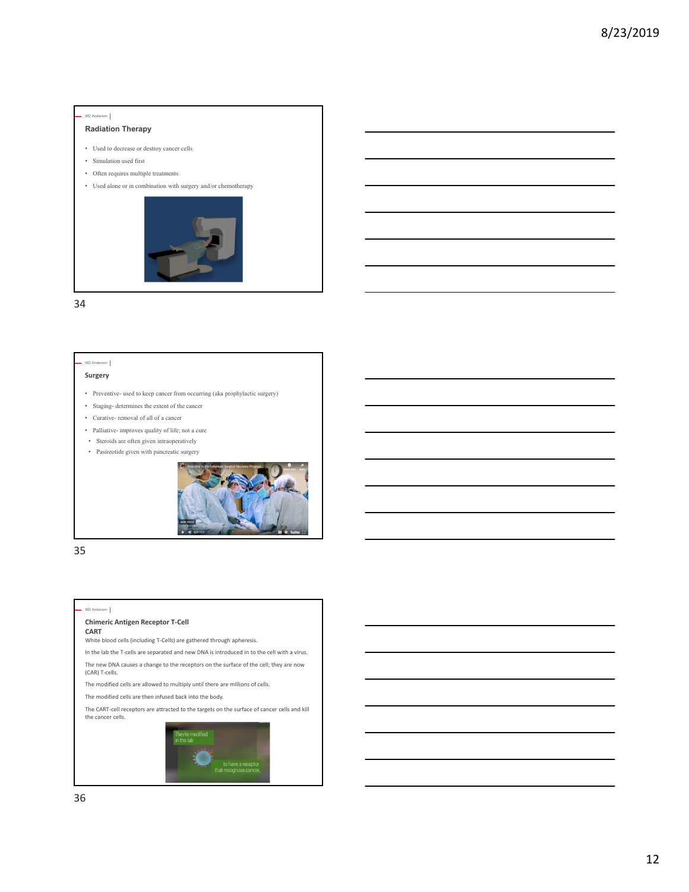MD Anderson

## Radiation Therapy

- Used to decrease or destroy cancer cells
- Simulation used first
- Often requires multiple treatments
- Used alone or in combination with surgery and/or chemotherapy

MD Anderson

## Surgery

- Preventive- used to keep cancer from occurring (aka prophylactic surgery)
- Staging- determines the extent of the cancer
- Curative- removal of all of a cancer
- Palliative- improves quality of life; not a cure
  - Steroids are often given intraoperatively
  - Pasireotide given with pancreatic surgery

MD Anderson

## Chimeric Antigen Receptor T-Cell CART

White blood cells (including T-Cells) are gathered through apheresis.

In the lab the T-cells are separated and new DNA is introduced in to the cell with a virus.

The new DNA causes a change to the receptors on the surface of the cell; they are now (CAR) T-cells.

The modified cells are allowed to multiply until there are millions of cells.

The modified cells are then infused back into the body.

The CART-cell receptors are attracted to the targets on the surface of cancer cells and kill the cancer cells.